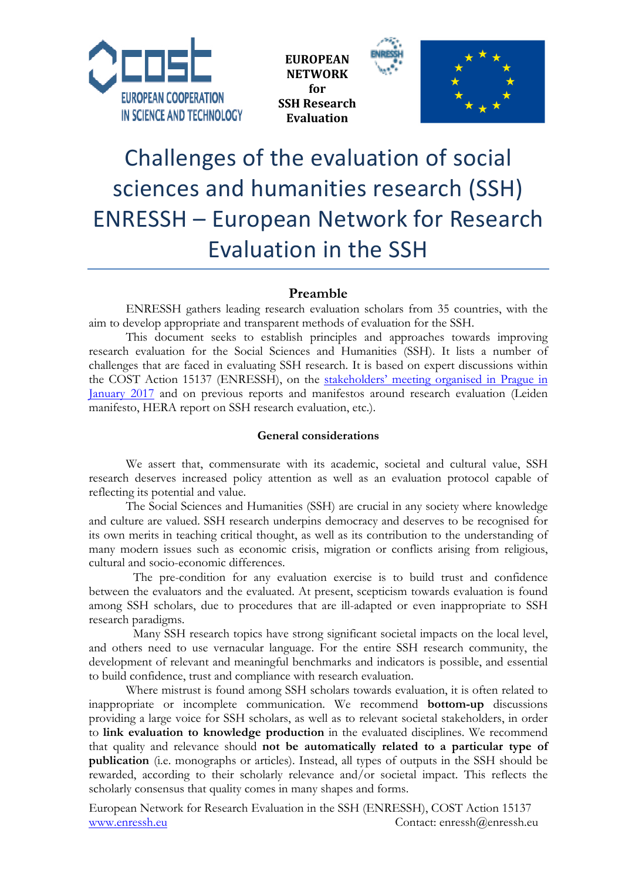EUROPEAN NETWORK for SSH Research Evaluation

# Challenges of the evaluation of social sciences and humanities research (SSH) ENRESSH – European Network for Research Evaluation in the SSH

## Preamble

ENRESSH gathers leading research evaluation scholars from 35 countries, with the aim to develop appropriate and transparent methods of evaluation for the SSH.

This document seeks to establish principles and approaches towards improving research evaluation for the Social Sciences and Humanities (SSH). It lists a number of challenges that are faced in evaluating SSH research. It is based on expert discussions within the COST Action 15137 (ENRESSH), on the stakeholders' meeting organised in Prague in January 2017 and on previous reports and manifestos around research evaluation (Leiden manifesto, HERA report on SSH research evaluation, etc.).

### General considerations

We assert that, commensurate with its academic, societal and cultural value, SSH research deserves increased policy attention as well as an evaluation protocol capable of reflecting its potential and value.

The Social Sciences and Humanities (SSH) are crucial in any society where knowledge and culture are valued. SSH research underpins democracy and deserves to be recognised for its own merits in teaching critical thought, as well as its contribution to the understanding of many modern issues such as economic crisis, migration or conflicts arising from religious, cultural and socio-economic differences.

The pre-condition for any evaluation exercise is to build trust and confidence between the evaluators and the evaluated. At present, scepticism towards evaluation is found among SSH scholars, due to procedures that are ill-adapted or even inappropriate to SSH research paradigms.

Many SSH research topics have strong significant societal impacts on the local level, and others need to use vernacular language. For the entire SSH research community, the development of relevant and meaningful benchmarks and indicators is possible, and essential to build confidence, trust and compliance with research evaluation.

Where mistrust is found among SSH scholars towards evaluation, it is often related to inappropriate or incomplete communication. We recommend **bottom-up** discussions providing a large voice for SSH scholars, as well as to relevant societal stakeholders, in order to **link evaluation to knowledge production** in the evaluated disciplines. We recommend that quality and relevance should **not be automatically related to a particular type of publication** (i.e. monographs or articles). Instead, all types of outputs in the SSH should be rewarded, according to their scholarly relevance and/or societal impact. This reflects the scholarly consensus that quality comes in many shapes and forms.

European Network for Research Evaluation in the SSH (ENRESSH), COST Action 15137
www.enressh.eu Contact: enressh@enressh.eu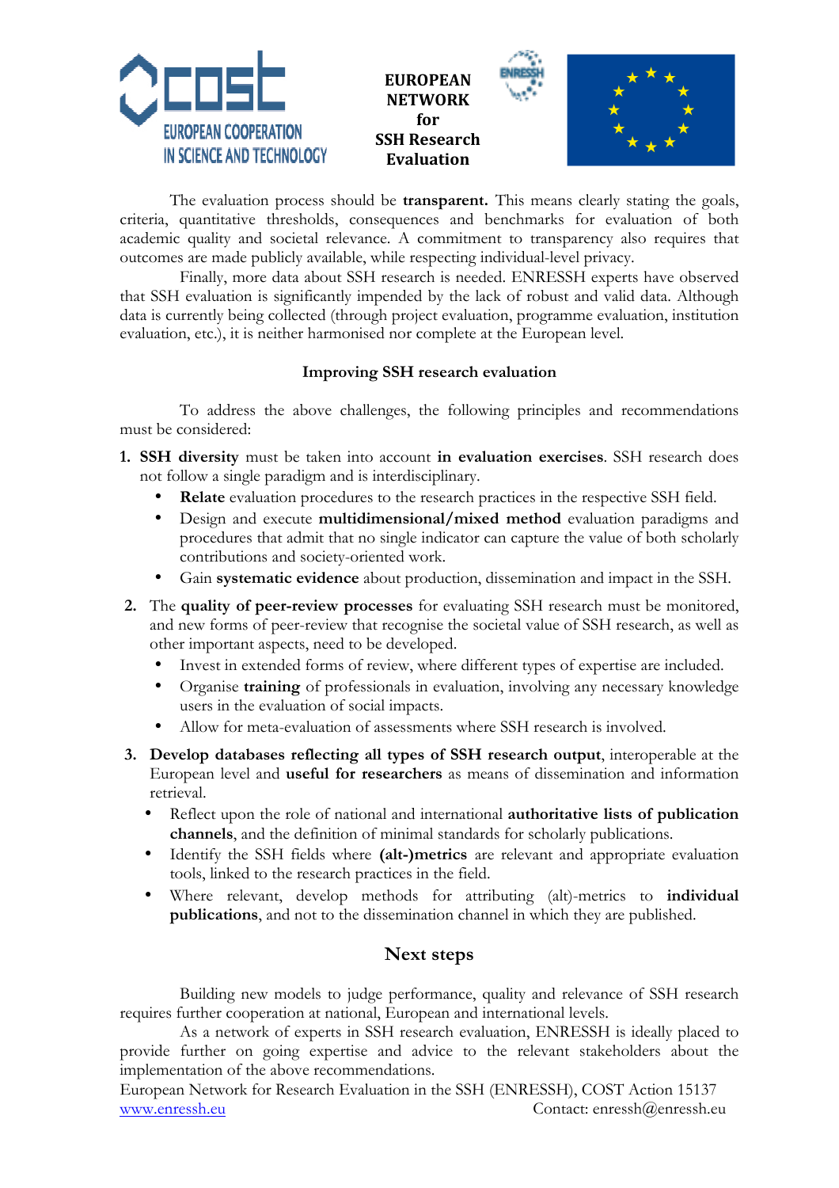The evaluation process should be **transparent.** This means clearly stating the goals, criteria, quantitative thresholds, consequences and benchmarks for evaluation of both academic quality and societal relevance. A commitment to transparency also requires that outcomes are made publicly available, while respecting individual-level privacy.

Finally, more data about SSH research is needed. ENRESSH experts have observed that SSH evaluation is significantly impended by the lack of robust and valid data. Although data is currently being collected (through project evaluation, programme evaluation, institution evaluation, etc.), it is neither harmonised nor complete at the European level.

### Improving SSH research evaluation

To address the above challenges, the following principles and recommendations must be considered:

1. **SSH diversity** must be taken into account **in evaluation exercises**. SSH research does not follow a single paradigm and is interdisciplinary.
   - **Relate** evaluation procedures to the research practices in the respective SSH field.
   - Design and execute **multidimensional/mixed method** evaluation paradigms and procedures that admit that no single indicator can capture the value of both scholarly contributions and society-oriented work.
   - Gain **systematic evidence** about production, dissemination and impact in the SSH.
2. The **quality of peer-review processes** for evaluating SSH research must be monitored, and new forms of peer-review that recognise the societal value of SSH research, as well as other important aspects, need to be developed.
   - Invest in extended forms of review, where different types of expertise are included.
   - Organise **training** of professionals in evaluation, involving any necessary knowledge users in the evaluation of social impacts.
   - Allow for meta-evaluation of assessments where SSH research is involved.
3. **Develop databases reflecting all types of SSH research output**, interoperable at the European level and **useful for researchers** as means of dissemination and information retrieval.
   - Reflect upon the role of national and international **authoritative lists of publication channels**, and the definition of minimal standards for scholarly publications.
   - Identify the SSH fields where **(alt-)metrics** are relevant and appropriate evaluation tools, linked to the research practices in the field.
   - Where relevant, develop methods for attributing (alt)-metrics to **individual publications**, and not to the dissemination channel in which they are published.

## Next steps

Building new models to judge performance, quality and relevance of SSH research requires further cooperation at national, European and international levels.

As a network of experts in SSH research evaluation, ENRESSH is ideally placed to provide further on going expertise and advice to the relevant stakeholders about the implementation of the above recommendations.

European Network for Research Evaluation in the SSH (ENRESSH), COST Action 15137
www.enressh.eu Contact: enressh@enressh.eu